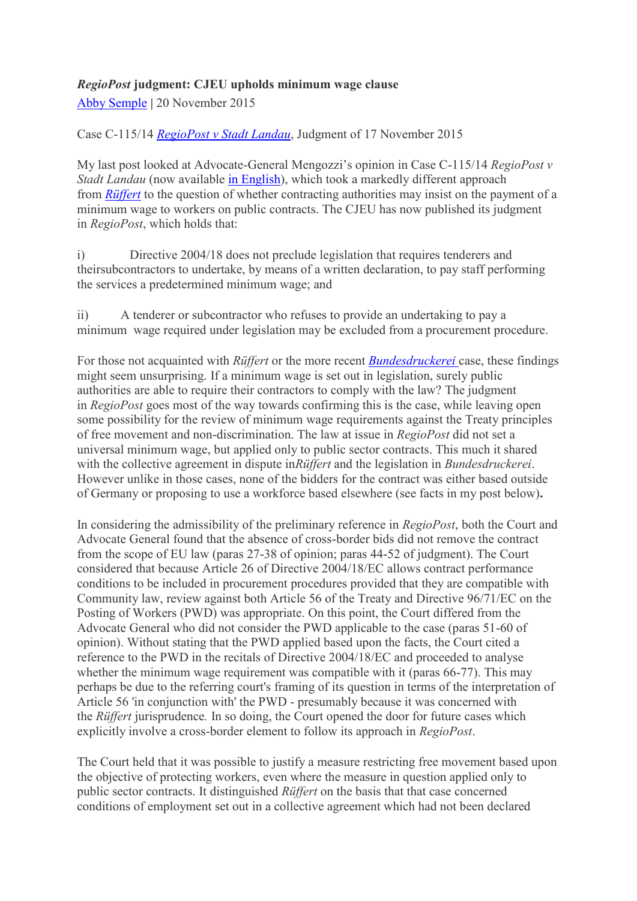**_RegioPost_ judgment: CJEU upholds minimum wage clause**

[Abby Semple](#) | 20 November 2015

Case C-115/14 [_RegioPost v Stadt Landau_](#), Judgment of 17 November 2015

My last post looked at Advocate-General Mengozzi's opinion in Case C-115/14 _RegioPost v Stadt Landau_ (now available [in English](#)), which took a markedly different approach from [_Rüffert_](#) to the question of whether contracting authorities may insist on the payment of a minimum wage to workers on public contracts. The CJEU has now published its judgment in _RegioPost_, which holds that:

i) Directive 2004/18 does not preclude legislation that requires tenderers and theirsubcontractors to undertake, by means of a written declaration, to pay staff performing the services a predetermined minimum wage; and

ii) A tenderer or subcontractor who refuses to provide an undertaking to pay a minimum wage required under legislation may be excluded from a procurement procedure.

For those not acquainted with _Rüffert_ or the more recent [_Bundesdruckerei_](#) case, these findings might seem unsurprising. If a minimum wage is set out in legislation, surely public authorities are able to require their contractors to comply with the law? The judgment in _RegioPost_ goes most of the way towards confirming this is the case, while leaving open some possibility for the review of minimum wage requirements against the Treaty principles of free movement and non-discrimination. The law at issue in _RegioPost_ did not set a universal minimum wage, but applied only to public sector contracts. This much it shared with the collective agreement in dispute in _Rüffert_ and the legislation in _Bundesdruckerei_. However unlike in those cases, none of the bidders for the contract was either based outside of Germany or proposing to use a workforce based elsewhere (see facts in my post below)**.**

In considering the admissibility of the preliminary reference in _RegioPost_, both the Court and Advocate General found that the absence of cross-border bids did not remove the contract from the scope of EU law (paras 27-38 of opinion; paras 44-52 of judgment). The Court considered that because Article 26 of Directive 2004/18/EC allows contract performance conditions to be included in procurement procedures provided that they are compatible with Community law, review against both Article 56 of the Treaty and Directive 96/71/EC on the Posting of Workers (PWD) was appropriate. On this point, the Court differed from the Advocate General who did not consider the PWD applicable to the case (paras 51-60 of opinion). Without stating that the PWD applied based upon the facts, the Court cited a reference to the PWD in the recitals of Directive 2004/18/EC and proceeded to analyse whether the minimum wage requirement was compatible with it (paras 66-77). This may perhaps be due to the referring court's framing of its question in terms of the interpretation of Article 56 'in conjunction with' the PWD - presumably because it was concerned with the _Rüffert_ jurisprudence_._ In so doing, the Court opened the door for future cases which explicitly involve a cross-border element to follow its approach in _RegioPost_.

The Court held that it was possible to justify a measure restricting free movement based upon the objective of protecting workers, even where the measure in question applied only to public sector contracts. It distinguished _Rüffert_ on the basis that that case concerned conditions of employment set out in a collective agreement which had not been declared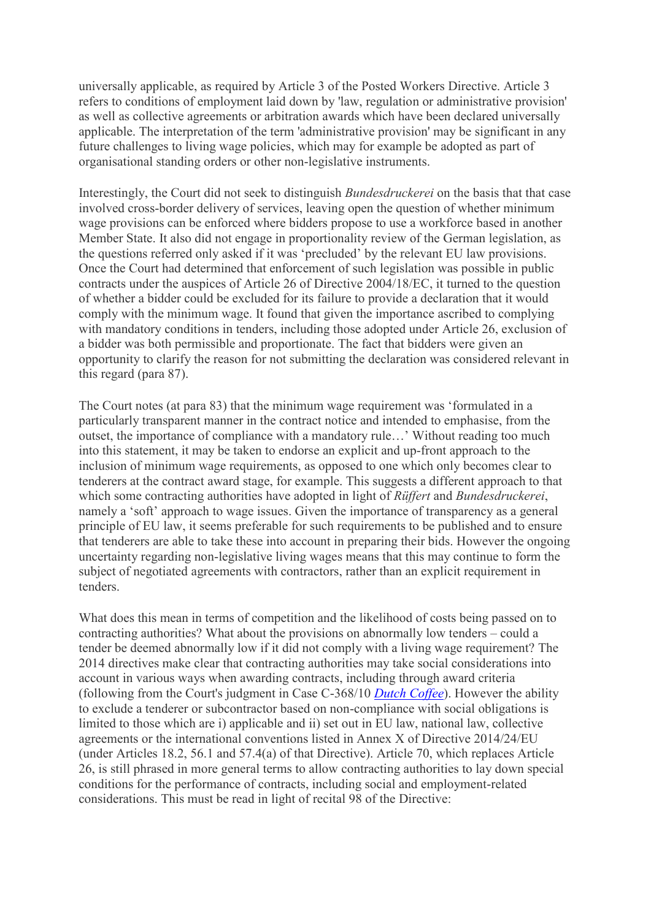universally applicable, as required by Article 3 of the Posted Workers Directive. Article 3 refers to conditions of employment laid down by 'law, regulation or administrative provision' as well as collective agreements or arbitration awards which have been declared universally applicable. The interpretation of the term 'administrative provision' may be significant in any future challenges to living wage policies, which may for example be adopted as part of organisational standing orders or other non-legislative instruments.

Interestingly, the Court did not seek to distinguish *Bundesdruckerei* on the basis that that case involved cross-border delivery of services, leaving open the question of whether minimum wage provisions can be enforced where bidders propose to use a workforce based in another Member State. It also did not engage in proportionality review of the German legislation, as the questions referred only asked if it was 'precluded' by the relevant EU law provisions. Once the Court had determined that enforcement of such legislation was possible in public contracts under the auspices of Article 26 of Directive 2004/18/EC, it turned to the question of whether a bidder could be excluded for its failure to provide a declaration that it would comply with the minimum wage. It found that given the importance ascribed to complying with mandatory conditions in tenders, including those adopted under Article 26, exclusion of a bidder was both permissible and proportionate. The fact that bidders were given an opportunity to clarify the reason for not submitting the declaration was considered relevant in this regard (para 87).

The Court notes (at para 83) that the minimum wage requirement was 'formulated in a particularly transparent manner in the contract notice and intended to emphasise, from the outset, the importance of compliance with a mandatory rule…' Without reading too much into this statement, it may be taken to endorse an explicit and up-front approach to the inclusion of minimum wage requirements, as opposed to one which only becomes clear to tenderers at the contract award stage, for example. This suggests a different approach to that which some contracting authorities have adopted in light of *Rüffert* and *Bundesdruckerei*, namely a 'soft' approach to wage issues. Given the importance of transparency as a general principle of EU law, it seems preferable for such requirements to be published and to ensure that tenderers are able to take these into account in preparing their bids. However the ongoing uncertainty regarding non-legislative living wages means that this may continue to form the subject of negotiated agreements with contractors, rather than an explicit requirement in tenders.

What does this mean in terms of competition and the likelihood of costs being passed on to contracting authorities? What about the provisions on abnormally low tenders – could a tender be deemed abnormally low if it did not comply with a living wage requirement? The 2014 directives make clear that contracting authorities may take social considerations into account in various ways when awarding contracts, including through award criteria (following from the Court's judgment in Case C-368/10 *Dutch Coffee*). However the ability to exclude a tenderer or subcontractor based on non-compliance with social obligations is limited to those which are i) applicable and ii) set out in EU law, national law, collective agreements or the international conventions listed in Annex X of Directive 2014/24/EU (under Articles 18.2, 56.1 and 57.4(a) of that Directive). Article 70, which replaces Article 26, is still phrased in more general terms to allow contracting authorities to lay down special conditions for the performance of contracts, including social and employment-related considerations. This must be read in light of recital 98 of the Directive: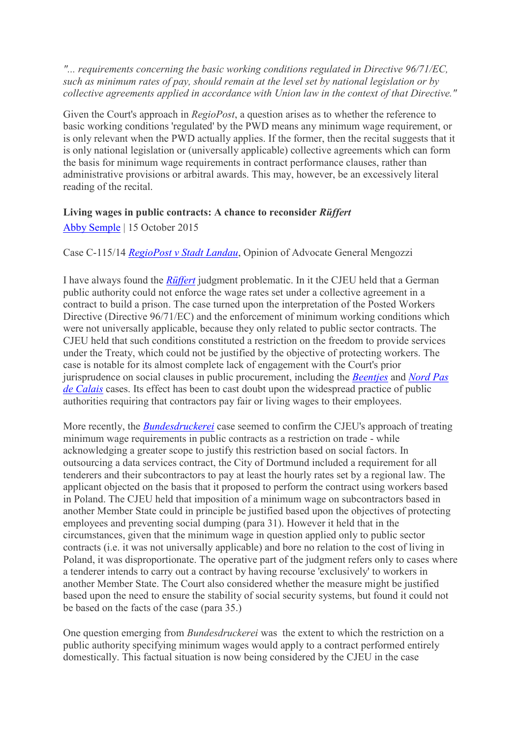*"... requirements concerning the basic working conditions regulated in Directive 96/71/EC, such as minimum rates of pay, should remain at the level set by national legislation or by collective agreements applied in accordance with Union law in the context of that Directive."*

Given the Court's approach in *RegioPost*, a question arises as to whether the reference to basic working conditions 'regulated' by the PWD means any minimum wage requirement, or is only relevant when the PWD actually applies. If the former, then the recital suggests that it is only national legislation or (universally applicable) collective agreements which can form the basis for minimum wage requirements in contract performance clauses, rather than administrative provisions or arbitral awards. This may, however, be an excessively literal reading of the recital.

### Living wages in public contracts: A chance to reconsider *Rüffert*

Abby Semple | 15 October 2015

Case C-115/14 *RegioPost v Stadt Landau*, Opinion of Advocate General Mengozzi

I have always found the *Rüffert* judgment problematic. In it the CJEU held that a German public authority could not enforce the wage rates set under a collective agreement in a contract to build a prison. The case turned upon the interpretation of the Posted Workers Directive (Directive 96/71/EC) and the enforcement of minimum working conditions which were not universally applicable, because they only related to public sector contracts. The CJEU held that such conditions constituted a restriction on the freedom to provide services under the Treaty, which could not be justified by the objective of protecting workers. The case is notable for its almost complete lack of engagement with the Court's prior jurisprudence on social clauses in public procurement, including the *Beentjes* and *Nord Pas de Calais* cases. Its effect has been to cast doubt upon the widespread practice of public authorities requiring that contractors pay fair or living wages to their employees.

More recently, the *Bundesdruckerei* case seemed to confirm the CJEU's approach of treating minimum wage requirements in public contracts as a restriction on trade - while acknowledging a greater scope to justify this restriction based on social factors. In outsourcing a data services contract, the City of Dortmund included a requirement for all tenderers and their subcontractors to pay at least the hourly rates set by a regional law. The applicant objected on the basis that it proposed to perform the contract using workers based in Poland. The CJEU held that imposition of a minimum wage on subcontractors based in another Member State could in principle be justified based upon the objectives of protecting employees and preventing social dumping (para 31). However it held that in the circumstances, given that the minimum wage in question applied only to public sector contracts (i.e. it was not universally applicable) and bore no relation to the cost of living in Poland, it was disproportionate. The operative part of the judgment refers only to cases where a tenderer intends to carry out a contract by having recourse 'exclusively' to workers in another Member State. The Court also considered whether the measure might be justified based upon the need to ensure the stability of social security systems, but found it could not be based on the facts of the case (para 35.)

One question emerging from *Bundesdruckerei* was the extent to which the restriction on a public authority specifying minimum wages would apply to a contract performed entirely domestically. This factual situation is now being considered by the CJEU in the case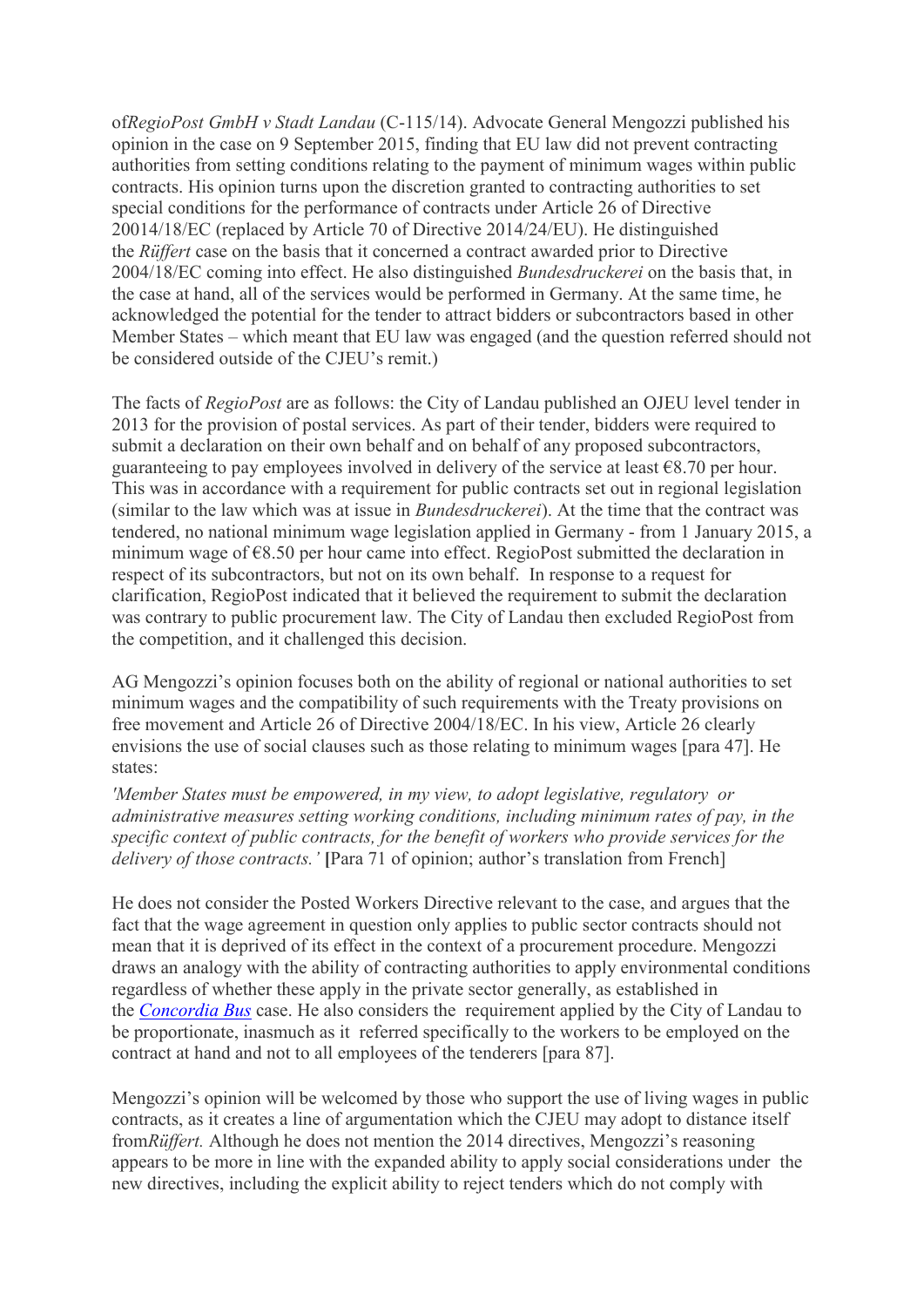of*RegioPost GmbH v Stadt Landau* (C-115/14). Advocate General Mengozzi published his opinion in the case on 9 September 2015, finding that EU law did not prevent contracting authorities from setting conditions relating to the payment of minimum wages within public contracts. His opinion turns upon the discretion granted to contracting authorities to set special conditions for the performance of contracts under Article 26 of Directive 20014/18/EC (replaced by Article 70 of Directive 2014/24/EU). He distinguished the *Rüffert* case on the basis that it concerned a contract awarded prior to Directive 2004/18/EC coming into effect. He also distinguished *Bundesdruckerei* on the basis that, in the case at hand, all of the services would be performed in Germany. At the same time, he acknowledged the potential for the tender to attract bidders or subcontractors based in other Member States – which meant that EU law was engaged (and the question referred should not be considered outside of the CJEU's remit.)

The facts of *RegioPost* are as follows: the City of Landau published an OJEU level tender in 2013 for the provision of postal services. As part of their tender, bidders were required to submit a declaration on their own behalf and on behalf of any proposed subcontractors, guaranteeing to pay employees involved in delivery of the service at least €8.70 per hour. This was in accordance with a requirement for public contracts set out in regional legislation (similar to the law which was at issue in *Bundesdruckerei*). At the time that the contract was tendered, no national minimum wage legislation applied in Germany - from 1 January 2015, a minimum wage of €8.50 per hour came into effect. RegioPost submitted the declaration in respect of its subcontractors, but not on its own behalf. In response to a request for clarification, RegioPost indicated that it believed the requirement to submit the declaration was contrary to public procurement law. The City of Landau then excluded RegioPost from the competition, and it challenged this decision.

AG Mengozzi's opinion focuses both on the ability of regional or national authorities to set minimum wages and the compatibility of such requirements with the Treaty provisions on free movement and Article 26 of Directive 2004/18/EC. In his view, Article 26 clearly envisions the use of social clauses such as those relating to minimum wages [para 47]. He states:

*'Member States must be empowered, in my view, to adopt legislative, regulatory or administrative measures setting working conditions, including minimum rates of pay, in the specific context of public contracts, for the benefit of workers who provide services for the delivery of those contracts.'* **[**Para 71 of opinion; author's translation from French]

He does not consider the Posted Workers Directive relevant to the case, and argues that the fact that the wage agreement in question only applies to public sector contracts should not mean that it is deprived of its effect in the context of a procurement procedure. Mengozzi draws an analogy with the ability of contracting authorities to apply environmental conditions regardless of whether these apply in the private sector generally, as established in the *Concordia Bus* case. He also considers the requirement applied by the City of Landau to be proportionate, inasmuch as it referred specifically to the workers to be employed on the contract at hand and not to all employees of the tenderers [para 87].

Mengozzi's opinion will be welcomed by those who support the use of living wages in public contracts, as it creates a line of argumentation which the CJEU may adopt to distance itself from*Rüffert.* Although he does not mention the 2014 directives, Mengozzi's reasoning appears to be more in line with the expanded ability to apply social considerations under the new directives, including the explicit ability to reject tenders which do not comply with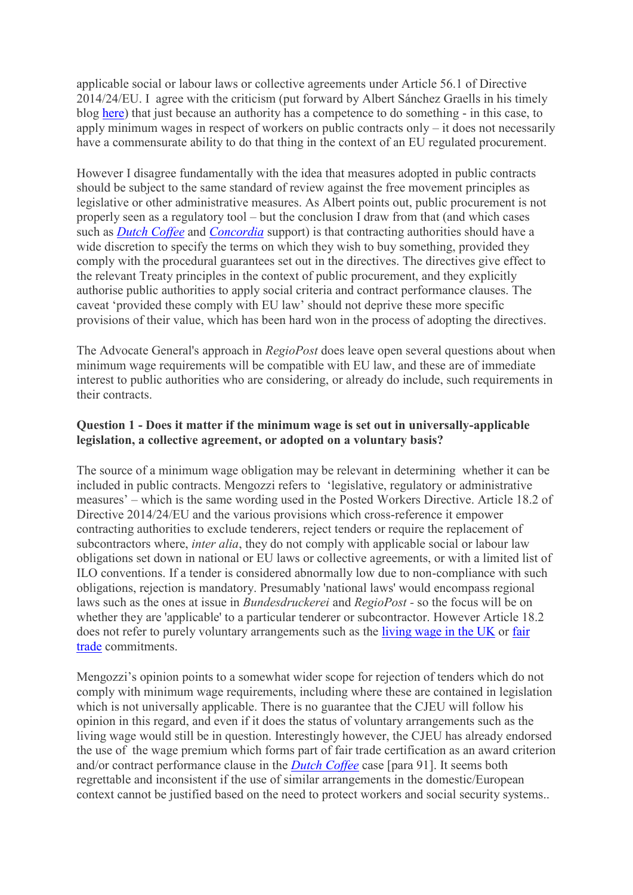applicable social or labour laws or collective agreements under Article 56.1 of Directive 2014/24/EU. I agree with the criticism (put forward by Albert Sánchez Graells in his timely blog here) that just because an authority has a competence to do something - in this case, to apply minimum wages in respect of workers on public contracts only – it does not necessarily have a commensurate ability to do that thing in the context of an EU regulated procurement.

However I disagree fundamentally with the idea that measures adopted in public contracts should be subject to the same standard of review against the free movement principles as legislative or other administrative measures. As Albert points out, public procurement is not properly seen as a regulatory tool – but the conclusion I draw from that (and which cases such as *Dutch Coffee* and *Concordia* support) is that contracting authorities should have a wide discretion to specify the terms on which they wish to buy something, provided they comply with the procedural guarantees set out in the directives. The directives give effect to the relevant Treaty principles in the context of public procurement, and they explicitly authorise public authorities to apply social criteria and contract performance clauses. The caveat 'provided these comply with EU law' should not deprive these more specific provisions of their value, which has been hard won in the process of adopting the directives.

The Advocate General's approach in *RegioPost* does leave open several questions about when minimum wage requirements will be compatible with EU law, and these are of immediate interest to public authorities who are considering, or already do include, such requirements in their contracts.

**Question 1 - Does it matter if the minimum wage is set out in universally-applicable legislation, a collective agreement, or adopted on a voluntary basis?**

The source of a minimum wage obligation may be relevant in determining whether it can be included in public contracts. Mengozzi refers to 'legislative, regulatory or administrative measures' – which is the same wording used in the Posted Workers Directive. Article 18.2 of Directive 2014/24/EU and the various provisions which cross-reference it empower contracting authorities to exclude tenderers, reject tenders or require the replacement of subcontractors where, *inter alia*, they do not comply with applicable social or labour law obligations set down in national or EU laws or collective agreements, or with a limited list of ILO conventions. If a tender is considered abnormally low due to non-compliance with such obligations, rejection is mandatory. Presumably 'national laws' would encompass regional laws such as the ones at issue in *Bundesdruckerei* and *RegioPost* - so the focus will be on whether they are 'applicable' to a particular tenderer or subcontractor. However Article 18.2 does not refer to purely voluntary arrangements such as the living wage in the UK or fair trade commitments.

Mengozzi's opinion points to a somewhat wider scope for rejection of tenders which do not comply with minimum wage requirements, including where these are contained in legislation which is not universally applicable. There is no guarantee that the CJEU will follow his opinion in this regard, and even if it does the status of voluntary arrangements such as the living wage would still be in question. Interestingly however, the CJEU has already endorsed the use of the wage premium which forms part of fair trade certification as an award criterion and/or contract performance clause in the *Dutch Coffee* case [para 91]. It seems both regrettable and inconsistent if the use of similar arrangements in the domestic/European context cannot be justified based on the need to protect workers and social security systems..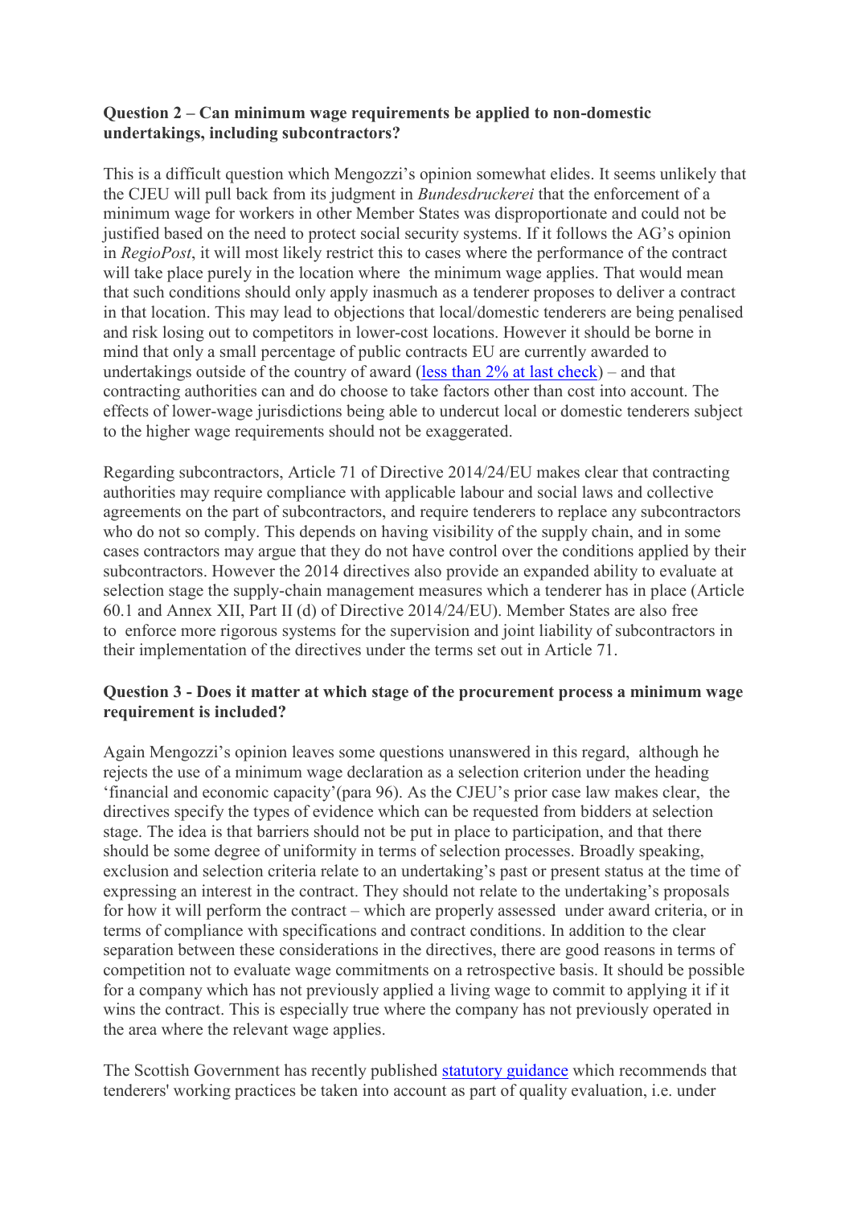**Question 2 – Can minimum wage requirements be applied to non-domestic undertakings, including subcontractors?**

This is a difficult question which Mengozzi's opinion somewhat elides. It seems unlikely that the CJEU will pull back from its judgment in *Bundesdruckerei* that the enforcement of a minimum wage for workers in other Member States was disproportionate and could not be justified based on the need to protect social security systems. If it follows the AG's opinion in *RegioPost*, it will most likely restrict this to cases where the performance of the contract will take place purely in the location where the minimum wage applies. That would mean that such conditions should only apply inasmuch as a tenderer proposes to deliver a contract in that location. This may lead to objections that local/domestic tenderers are being penalised and risk losing out to competitors in lower-cost locations. However it should be borne in mind that only a small percentage of public contracts EU are currently awarded to undertakings outside of the country of award (less than 2% at last check) – and that contracting authorities can and do choose to take factors other than cost into account. The effects of lower-wage jurisdictions being able to undercut local or domestic tenderers subject to the higher wage requirements should not be exaggerated.

Regarding subcontractors, Article 71 of Directive 2014/24/EU makes clear that contracting authorities may require compliance with applicable labour and social laws and collective agreements on the part of subcontractors, and require tenderers to replace any subcontractors who do not so comply. This depends on having visibility of the supply chain, and in some cases contractors may argue that they do not have control over the conditions applied by their subcontractors. However the 2014 directives also provide an expanded ability to evaluate at selection stage the supply-chain management measures which a tenderer has in place (Article 60.1 and Annex XII, Part II (d) of Directive 2014/24/EU). Member States are also free to enforce more rigorous systems for the supervision and joint liability of subcontractors in their implementation of the directives under the terms set out in Article 71.

**Question 3 - Does it matter at which stage of the procurement process a minimum wage requirement is included?**

Again Mengozzi's opinion leaves some questions unanswered in this regard, although he rejects the use of a minimum wage declaration as a selection criterion under the heading 'financial and economic capacity'(para 96). As the CJEU's prior case law makes clear, the directives specify the types of evidence which can be requested from bidders at selection stage. The idea is that barriers should not be put in place to participation, and that there should be some degree of uniformity in terms of selection processes. Broadly speaking, exclusion and selection criteria relate to an undertaking's past or present status at the time of expressing an interest in the contract. They should not relate to the undertaking's proposals for how it will perform the contract – which are properly assessed under award criteria, or in terms of compliance with specifications and contract conditions. In addition to the clear separation between these considerations in the directives, there are good reasons in terms of competition not to evaluate wage commitments on a retrospective basis. It should be possible for a company which has not previously applied a living wage to commit to applying it if it wins the contract. This is especially true where the company has not previously operated in the area where the relevant wage applies.

The Scottish Government has recently published statutory guidance which recommends that tenderers' working practices be taken into account as part of quality evaluation, i.e. under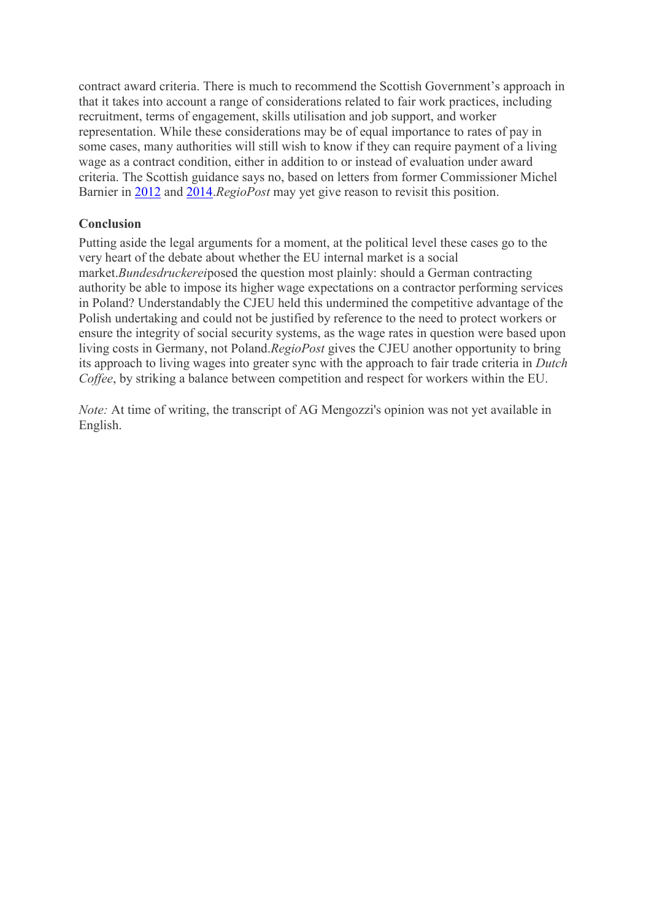contract award criteria. There is much to recommend the Scottish Government's approach in that it takes into account a range of considerations related to fair work practices, including recruitment, terms of engagement, skills utilisation and job support, and worker representation. While these considerations may be of equal importance to rates of pay in some cases, many authorities will still wish to know if they can require payment of a living wage as a contract condition, either in addition to or instead of evaluation under award criteria. The Scottish guidance says no, based on letters from former Commissioner Michel Barnier in 2012 and 2014.*RegioPost* may yet give reason to revisit this position.

**Conclusion**

Putting aside the legal arguments for a moment, at the political level these cases go to the very heart of the debate about whether the EU internal market is a social market.*Bundesdruckerei*posed the question most plainly: should a German contracting authority be able to impose its higher wage expectations on a contractor performing services in Poland? Understandably the CJEU held this undermined the competitive advantage of the Polish undertaking and could not be justified by reference to the need to protect workers or ensure the integrity of social security systems, as the wage rates in question were based upon living costs in Germany, not Poland.*RegioPost* gives the CJEU another opportunity to bring its approach to living wages into greater sync with the approach to fair trade criteria in *Dutch Coffee*, by striking a balance between competition and respect for workers within the EU.

*Note:* At time of writing, the transcript of AG Mengozzi's opinion was not yet available in English.